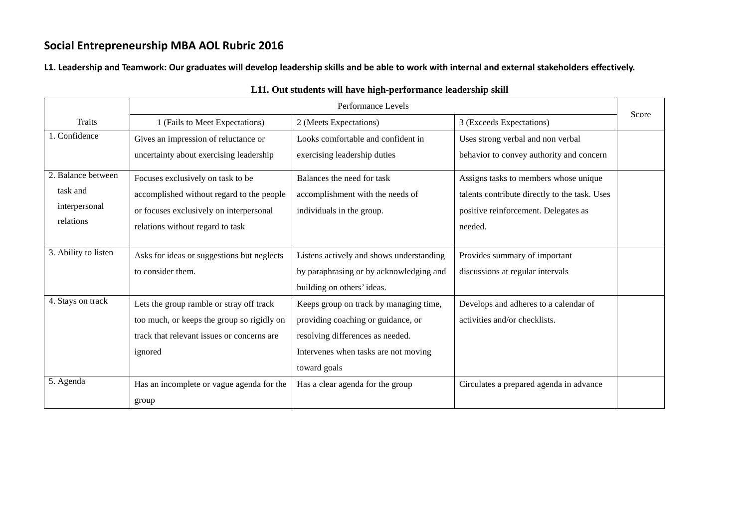## Social Entrepreneurship MBA AOL Rubric 2016

**L1. Leadership and Teamwork: Our graduates will develop leadership skills and be able to work with internal and external stakeholders effectively.**

**L11. Out students will have high-performance leadership skill**

| Traits | Performance Levels | | | Score |
|---|---|---|---|---|
| | 1 (Fails to Meet Expectations) | 2 (Meets Expectations) | 3 (Exceeds Expectations) | |
| 1. Confidence | Gives an impression of reluctance or uncertainty about exercising leadership | Looks comfortable and confident in exercising leadership duties | Uses strong verbal and non verbal behavior to convey authority and concern | |
| 2. Balance between task and interpersonal relations | Focuses exclusively on task to be accomplished without regard to the people or focuses exclusively on interpersonal relations without regard to task | Balances the need for task accomplishment with the needs of individuals in the group. | Assigns tasks to members whose unique talents contribute directly to the task. Uses positive reinforcement. Delegates as needed. | |
| 3. Ability to listen | Asks for ideas or suggestions but neglects to consider them. | Listens actively and shows understanding by paraphrasing or by acknowledging and building on others' ideas. | Provides summary of important discussions at regular intervals | |
| 4. Stays on track | Lets the group ramble or stray off track too much, or keeps the group so rigidly on track that relevant issues or concerns are ignored | Keeps group on track by managing time, providing coaching or guidance, or resolving differences as needed. Intervenes when tasks are not moving toward goals | Develops and adheres to a calendar of activities and/or checklists. | |
| 5. Agenda | Has an incomplete or vague agenda for the group | Has a clear agenda for the group | Circulates a prepared agenda in advance | |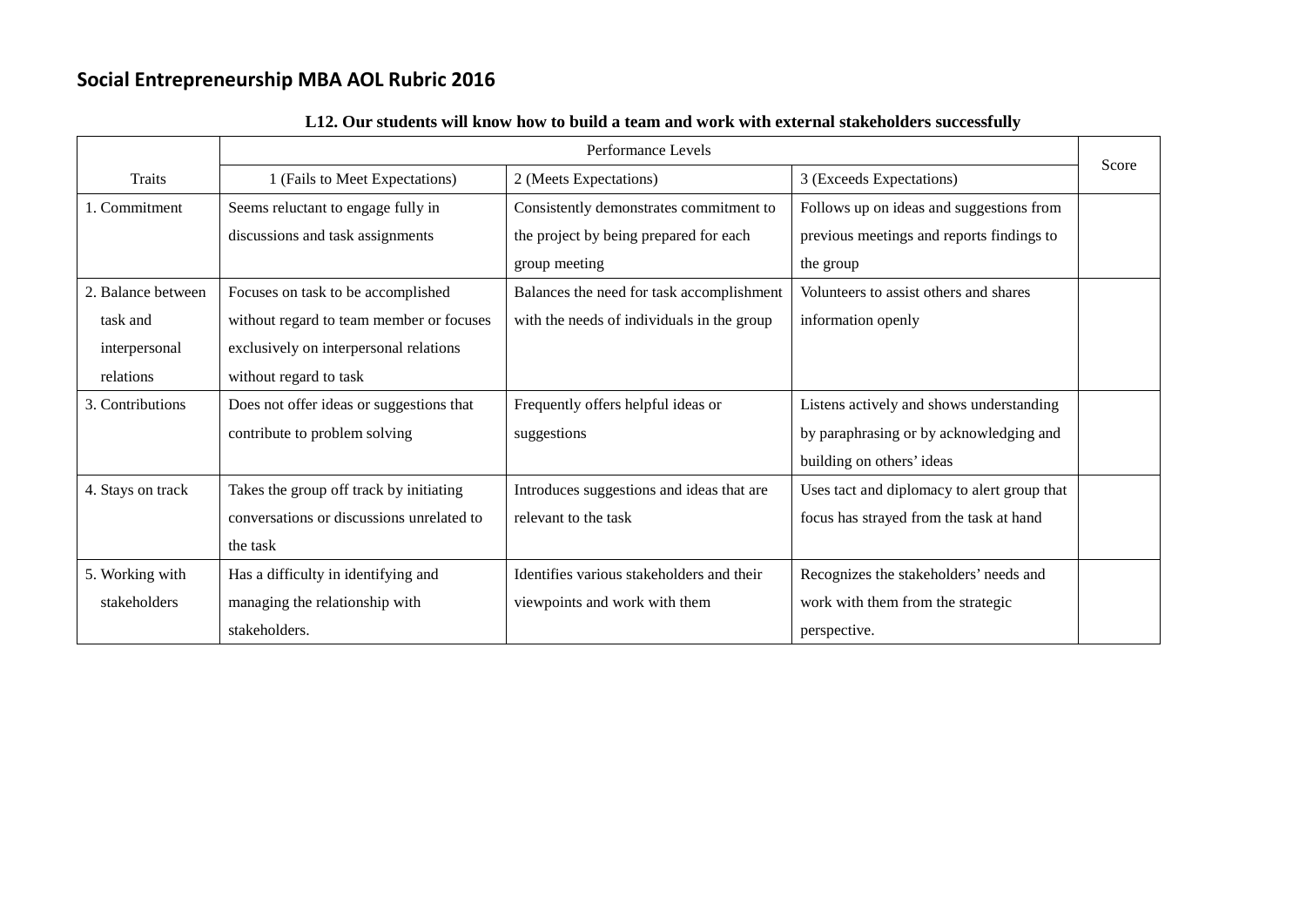## Social Entrepreneurship MBA AOL Rubric 2016

**L12. Our students will know how to build a team and work with external stakeholders successfully**

| Traits | Performance Levels | | | Score |
|---|---|---|---|---|
| | 1 (Fails to Meet Expectations) | 2 (Meets Expectations) | 3 (Exceeds Expectations) | |
| 1. Commitment | Seems reluctant to engage fully in discussions and task assignments | Consistently demonstrates commitment to the project by being prepared for each group meeting | Follows up on ideas and suggestions from previous meetings and reports findings to the group | |
| 2. Balance between task and interpersonal relations | Focuses on task to be accomplished without regard to team member or focuses exclusively on interpersonal relations without regard to task | Balances the need for task accomplishment with the needs of individuals in the group | Volunteers to assist others and shares information openly | |
| 3. Contributions | Does not offer ideas or suggestions that contribute to problem solving | Frequently offers helpful ideas or suggestions | Listens actively and shows understanding by paraphrasing or by acknowledging and building on others' ideas | |
| 4. Stays on track | Takes the group off track by initiating conversations or discussions unrelated to the task | Introduces suggestions and ideas that are relevant to the task | Uses tact and diplomacy to alert group that focus has strayed from the task at hand | |
| 5. Working with stakeholders | Has a difficulty in identifying and managing the relationship with stakeholders. | Identifies various stakeholders and their viewpoints and work with them | Recognizes the stakeholders' needs and work with them from the strategic perspective. | |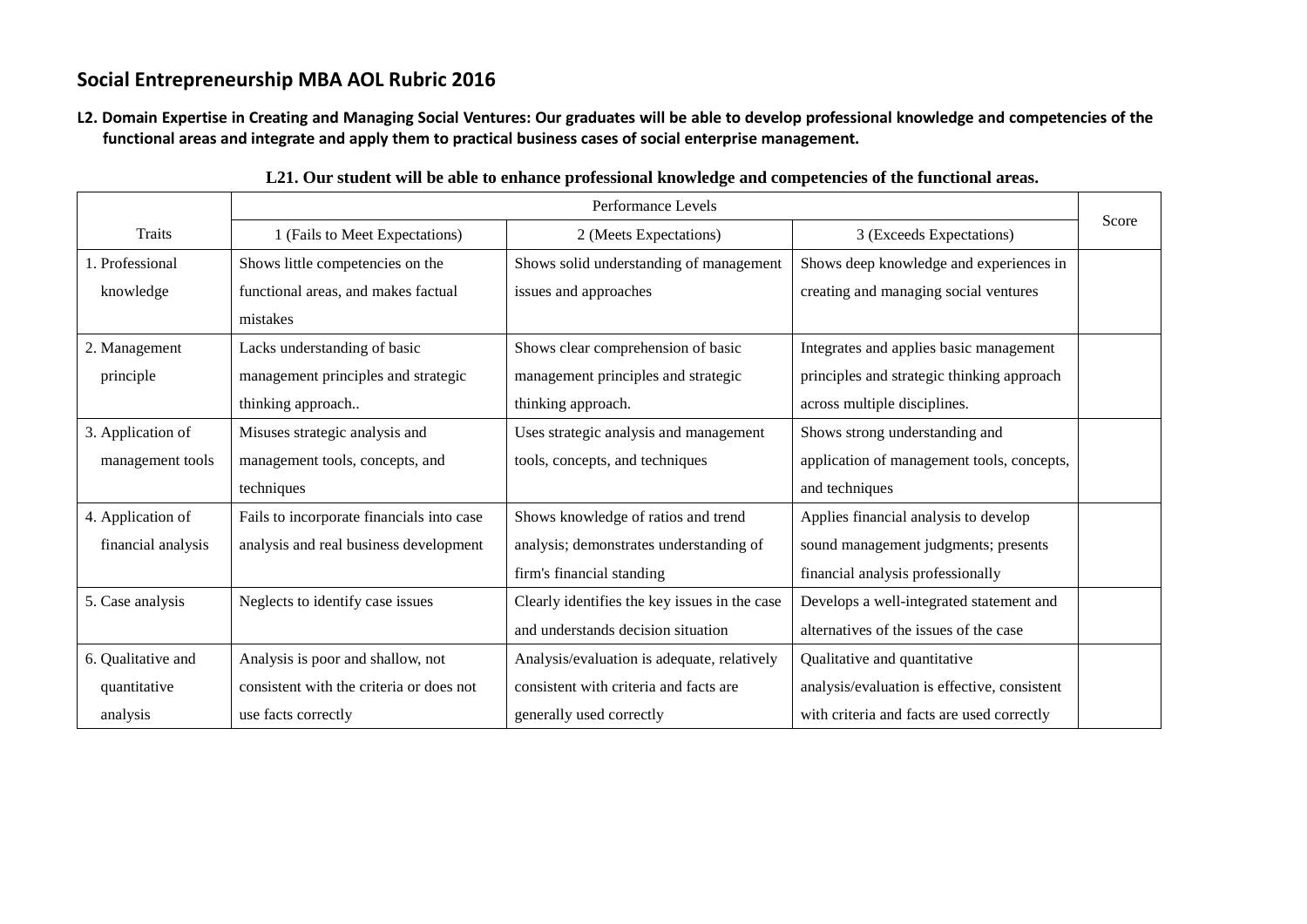## Social Entrepreneurship MBA AOL Rubric 2016

**L2. Domain Expertise in Creating and Managing Social Ventures: Our graduates will be able to develop professional knowledge and competencies of the functional areas and integrate and apply them to practical business cases of social enterprise management.**

**L21. Our student will be able to enhance professional knowledge and competencies of the functional areas.**

| Traits | Performance Levels | | | Score |
|---|---|---|---|---|
| | 1 (Fails to Meet Expectations) | 2 (Meets Expectations) | 3 (Exceeds Expectations) | |
| 1. Professional knowledge | Shows little competencies on the functional areas, and makes factual mistakes | Shows solid understanding of management issues and approaches | Shows deep knowledge and experiences in creating and managing social ventures | |
| 2. Management principle | Lacks understanding of basic management principles and strategic thinking approach.. | Shows clear comprehension of basic management principles and strategic thinking approach. | Integrates and applies basic management principles and strategic thinking approach across multiple disciplines. | |
| 3. Application of management tools | Misuses strategic analysis and management tools, concepts, and techniques | Uses strategic analysis and management tools, concepts, and techniques | Shows strong understanding and application of management tools, concepts, and techniques | |
| 4. Application of financial analysis | Fails to incorporate financials into case analysis and real business development | Shows knowledge of ratios and trend analysis; demonstrates understanding of firm's financial standing | Applies financial analysis to develop sound management judgments; presents financial analysis professionally | |
| 5. Case analysis | Neglects to identify case issues | Clearly identifies the key issues in the case and understands decision situation | Develops a well-integrated statement and alternatives of the issues of the case | |
| 6. Qualitative and quantitative analysis | Analysis is poor and shallow, not consistent with the criteria or does not use facts correctly | Analysis/evaluation is adequate, relatively consistent with criteria and facts are generally used correctly | Qualitative and quantitative analysis/evaluation is effective, consistent with criteria and facts are used correctly | |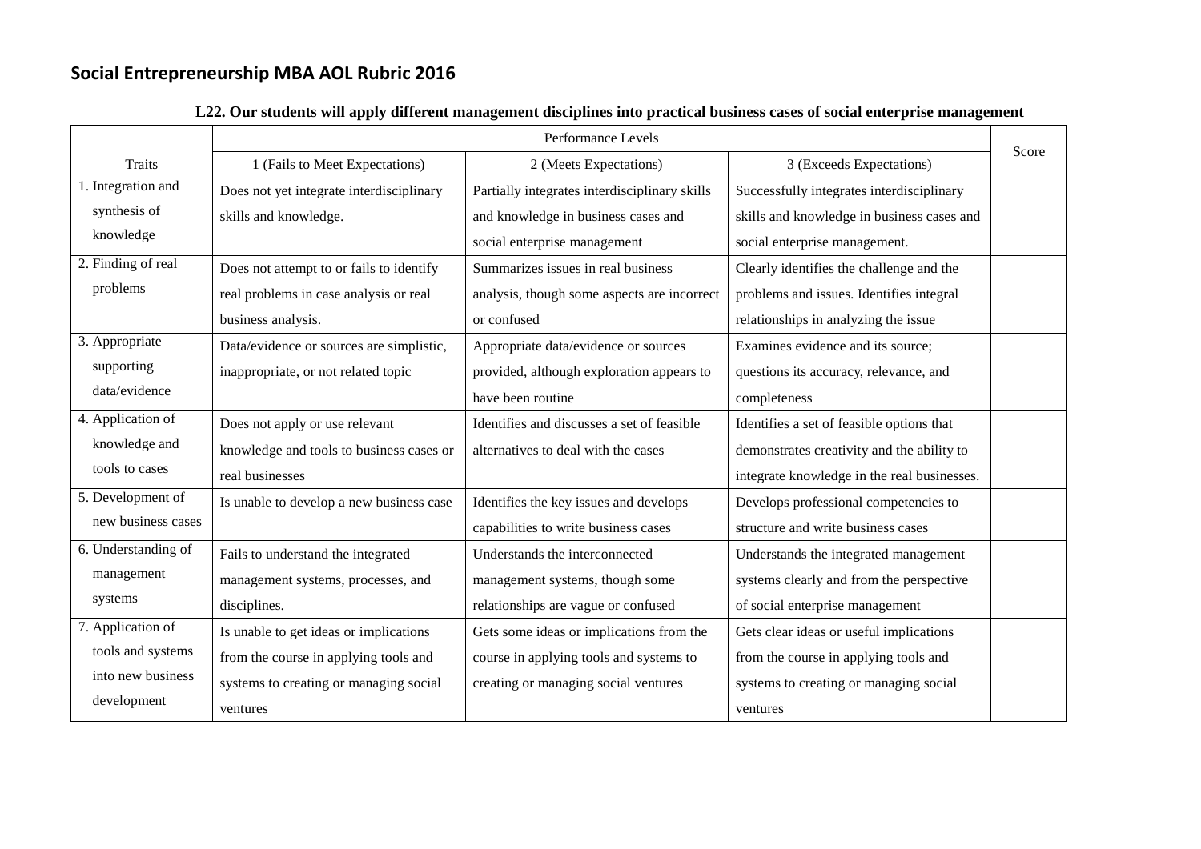## Social Entrepreneurship MBA AOL Rubric 2016

**L22. Our students will apply different management disciplines into practical business cases of social enterprise management**

| Traits | Performance Levels | | | Score |
|---|---|---|---|---|
| | 1 (Fails to Meet Expectations) | 2 (Meets Expectations) | 3 (Exceeds Expectations) | |
| 1. Integration and synthesis of knowledge | Does not yet integrate interdisciplinary skills and knowledge. | Partially integrates interdisciplinary skills and knowledge in business cases and social enterprise management | Successfully integrates interdisciplinary skills and knowledge in business cases and social enterprise management. | |
| 2. Finding of real problems | Does not attempt to or fails to identify real problems in case analysis or real business analysis. | Summarizes issues in real business analysis, though some aspects are incorrect or confused | Clearly identifies the challenge and the problems and issues. Identifies integral relationships in analyzing the issue | |
| 3. Appropriate supporting data/evidence | Data/evidence or sources are simplistic, inappropriate, or not related topic | Appropriate data/evidence or sources provided, although exploration appears to have been routine | Examines evidence and its source; questions its accuracy, relevance, and completeness | |
| 4. Application of knowledge and tools to cases | Does not apply or use relevant knowledge and tools to business cases or real businesses | Identifies and discusses a set of feasible alternatives to deal with the cases | Identifies a set of feasible options that demonstrates creativity and the ability to integrate knowledge in the real businesses. | |
| 5. Development of new business cases | Is unable to develop a new business case | Identifies the key issues and develops capabilities to write business cases | Develops professional competencies to structure and write business cases | |
| 6. Understanding of management systems | Fails to understand the integrated management systems, processes, and disciplines. | Understands the interconnected management systems, though some relationships are vague or confused | Understands the integrated management systems clearly and from the perspective of social enterprise management | |
| 7. Application of tools and systems into new business development | Is unable to get ideas or implications from the course in applying tools and systems to creating or managing social ventures | Gets some ideas or implications from the course in applying tools and systems to creating or managing social ventures | Gets clear ideas or useful implications from the course in applying tools and systems to creating or managing social ventures | |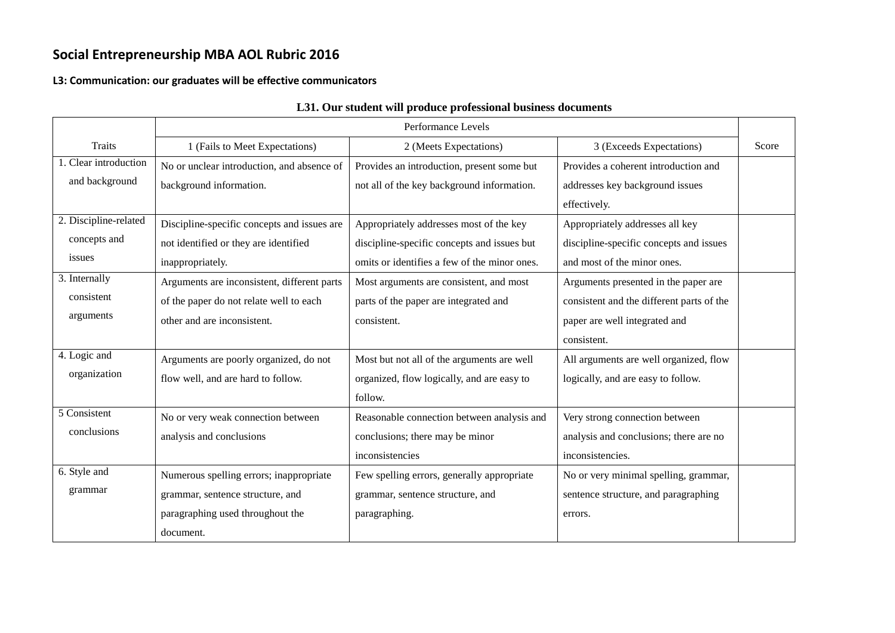# Social Entrepreneurship MBA AOL Rubric 2016

### L3: Communication: our graduates will be effective communicators

**L31. Our student will produce professional business documents**

| Traits | Performance Levels | | | Score |
|---|---|---|---|---|
| | 1 (Fails to Meet Expectations) | 2 (Meets Expectations) | 3 (Exceeds Expectations) | |
| 1. Clear introduction and background | No or unclear introduction, and absence of background information. | Provides an introduction, present some but not all of the key background information. | Provides a coherent introduction and addresses key background issues effectively. | |
| 2. Discipline-related concepts and issues | Discipline-specific concepts and issues are not identified or they are identified inappropriately. | Appropriately addresses most of the key discipline-specific concepts and issues but omits or identifies a few of the minor ones. | Appropriately addresses all key discipline-specific concepts and issues and most of the minor ones. | |
| 3. Internally consistent arguments | Arguments are inconsistent, different parts of the paper do not relate well to each other and are inconsistent. | Most arguments are consistent, and most parts of the paper are integrated and consistent. | Arguments presented in the paper are consistent and the different parts of the paper are well integrated and consistent. | |
| 4. Logic and organization | Arguments are poorly organized, do not flow well, and are hard to follow. | Most but not all of the arguments are well organized, flow logically, and are easy to follow. | All arguments are well organized, flow logically, and are easy to follow. | |
| 5 Consistent conclusions | No or very weak connection between analysis and conclusions | Reasonable connection between analysis and conclusions; there may be minor inconsistencies | Very strong connection between analysis and conclusions; there are no inconsistencies. | |
| 6. Style and grammar | Numerous spelling errors; inappropriate grammar, sentence structure, and paragraphing used throughout the document. | Few spelling errors, generally appropriate grammar, sentence structure, and paragraphing. | No or very minimal spelling, grammar, sentence structure, and paragraphing errors. | |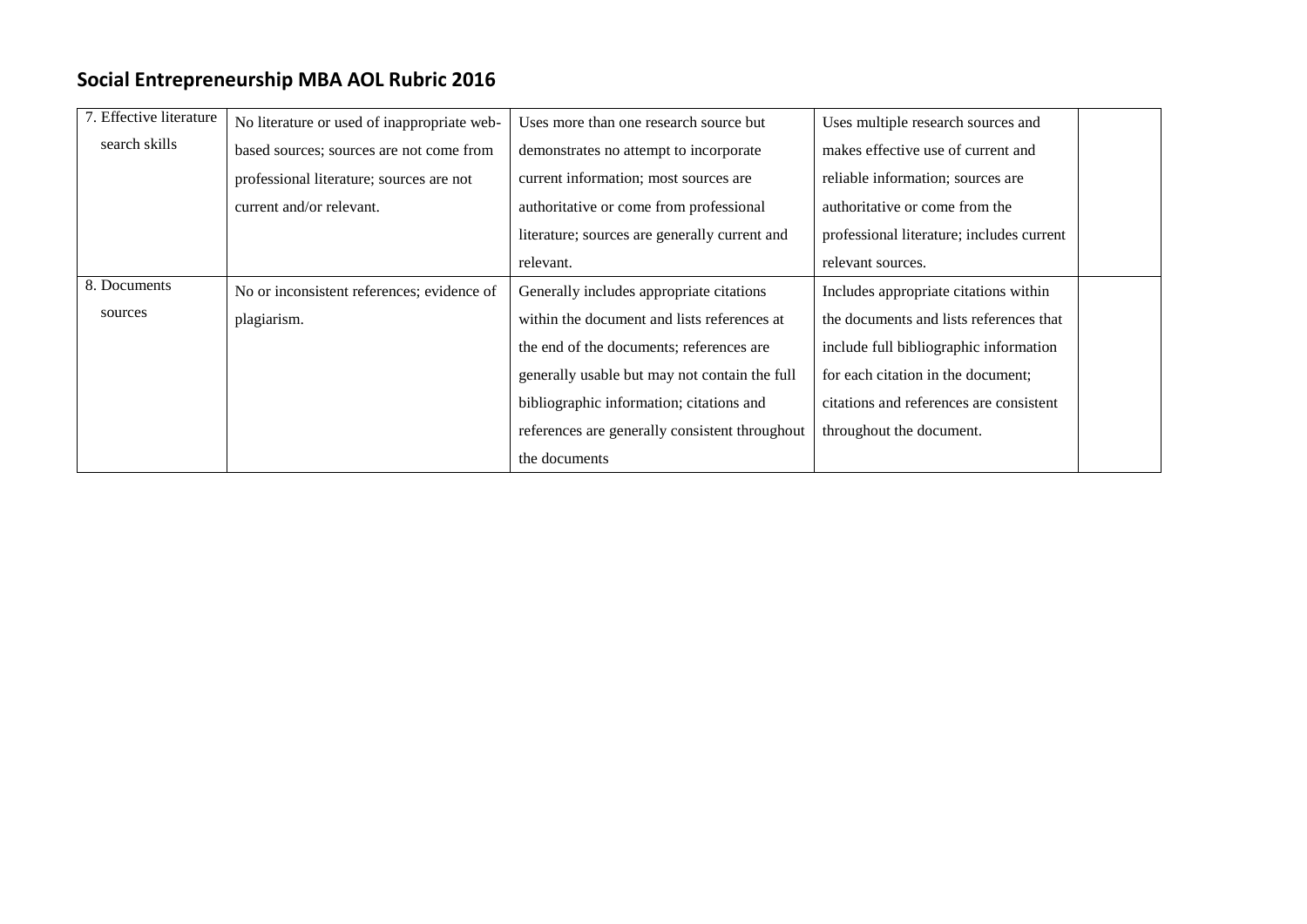## Social Entrepreneurship MBA AOL Rubric 2016

| | | | | |
|---|---|---|---|---|
| 7. Effective literature search skills | No literature or used of inappropriate web-based sources; sources are not come from professional literature; sources are not current and/or relevant. | Uses more than one research source but demonstrates no attempt to incorporate current information; most sources are authoritative or come from professional literature; sources are generally current and relevant. | Uses multiple research sources and makes effective use of current and reliable information; sources are authoritative or come from the professional literature; includes current relevant sources. | |
| 8. Documents sources | No or inconsistent references; evidence of plagiarism. | Generally includes appropriate citations within the document and lists references at the end of the documents; references are generally usable but may not contain the full bibliographic information; citations and references are generally consistent throughout the documents | Includes appropriate citations within the documents and lists references that include full bibliographic information for each citation in the document; citations and references are consistent throughout the document. | |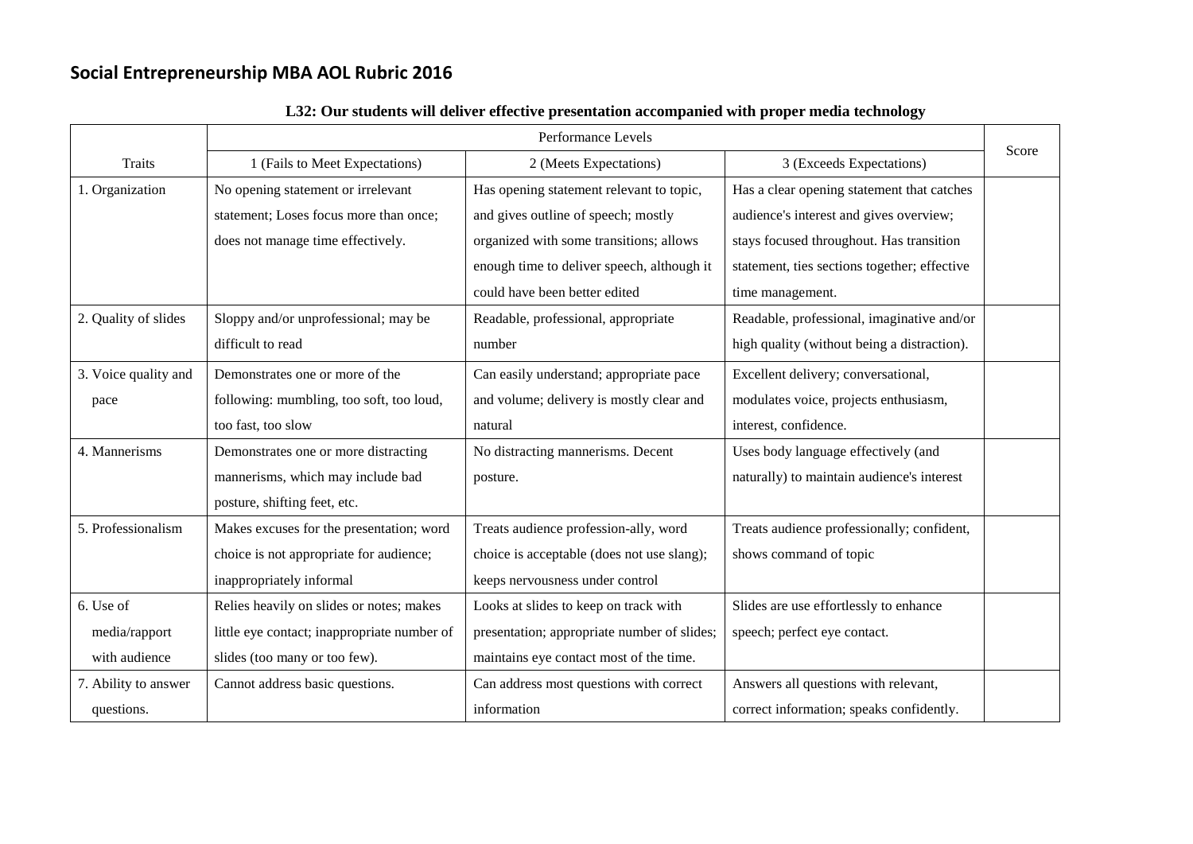## Social Entrepreneurship MBA AOL Rubric 2016

**L32: Our students will deliver effective presentation accompanied with proper media technology**

| | Performance Levels | | | Score |
|---|---|---|---|---|
| Traits | 1 (Fails to Meet Expectations) | 2 (Meets Expectations) | 3 (Exceeds Expectations) | |
| 1. Organization | No opening statement or irrelevant statement; Loses focus more than once; does not manage time effectively. | Has opening statement relevant to topic, and gives outline of speech; mostly organized with some transitions; allows enough time to deliver speech, although it could have been better edited | Has a clear opening statement that catches audience's interest and gives overview; stays focused throughout. Has transition statement, ties sections together; effective time management. | |
| 2. Quality of slides | Sloppy and/or unprofessional; may be difficult to read | Readable, professional, appropriate number | Readable, professional, imaginative and/or high quality (without being a distraction). | |
| 3. Voice quality and pace | Demonstrates one or more of the following: mumbling, too soft, too loud, too fast, too slow | Can easily understand; appropriate pace and volume; delivery is mostly clear and natural | Excellent delivery; conversational, modulates voice, projects enthusiasm, interest, confidence. | |
| 4. Mannerisms | Demonstrates one or more distracting mannerisms, which may include bad posture, shifting feet, etc. | No distracting mannerisms. Decent posture. | Uses body language effectively (and naturally) to maintain audience's interest | |
| 5. Professionalism | Makes excuses for the presentation; word choice is not appropriate for audience; inappropriately informal | Treats audience profession-ally, word choice is acceptable (does not use slang); keeps nervousness under control | Treats audience professionally; confident, shows command of topic | |
| 6. Use of media/rapport with audience | Relies heavily on slides or notes; makes little eye contact; inappropriate number of slides (too many or too few). | Looks at slides to keep on track with presentation; appropriate number of slides; maintains eye contact most of the time. | Slides are use effortlessly to enhance speech; perfect eye contact. | |
| 7. Ability to answer questions. | Cannot address basic questions. | Can address most questions with correct information | Answers all questions with relevant, correct information; speaks confidently. | |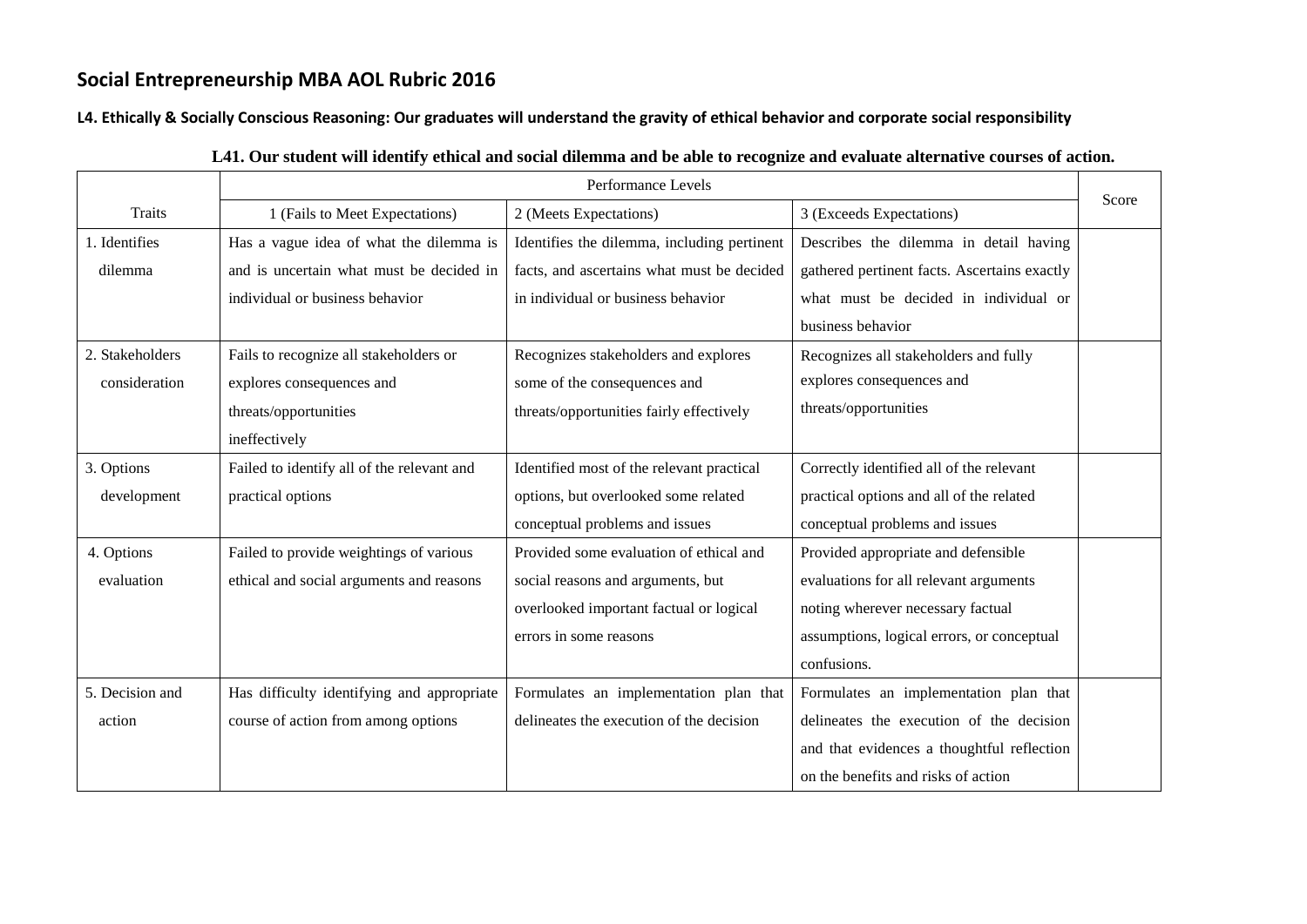## Social Entrepreneurship MBA AOL Rubric 2016

### L4. Ethically & Socially Conscious Reasoning: Our graduates will understand the gravity of ethical behavior and corporate social responsibility

**L41. Our student will identify ethical and social dilemma and be able to recognize and evaluate alternative courses of action.**

| Traits | Performance Levels | | | Score |
|---|---|---|---|---|
| | 1 (Fails to Meet Expectations) | 2 (Meets Expectations) | 3 (Exceeds Expectations) | |
| 1. Identifies dilemma | Has a vague idea of what the dilemma is and is uncertain what must be decided in individual or business behavior | Identifies the dilemma, including pertinent facts, and ascertains what must be decided in individual or business behavior | Describes the dilemma in detail having gathered pertinent facts. Ascertains exactly what must be decided in individual or business behavior | |
| 2. Stakeholders consideration | Fails to recognize all stakeholders or explores consequences and threats/opportunities ineffectively | Recognizes stakeholders and explores some of the consequences and threats/opportunities fairly effectively | Recognizes all stakeholders and fully explores consequences and threats/opportunities | |
| 3. Options development | Failed to identify all of the relevant and practical options | Identified most of the relevant practical options, but overlooked some related conceptual problems and issues | Correctly identified all of the relevant practical options and all of the related conceptual problems and issues | |
| 4. Options evaluation | Failed to provide weightings of various ethical and social arguments and reasons | Provided some evaluation of ethical and social reasons and arguments, but overlooked important factual or logical errors in some reasons | Provided appropriate and defensible evaluations for all relevant arguments noting wherever necessary factual assumptions, logical errors, or conceptual confusions. | |
| 5. Decision and action | Has difficulty identifying and appropriate course of action from among options | Formulates an implementation plan that delineates the execution of the decision | Formulates an implementation plan that delineates the execution of the decision and that evidences a thoughtful reflection on the benefits and risks of action | |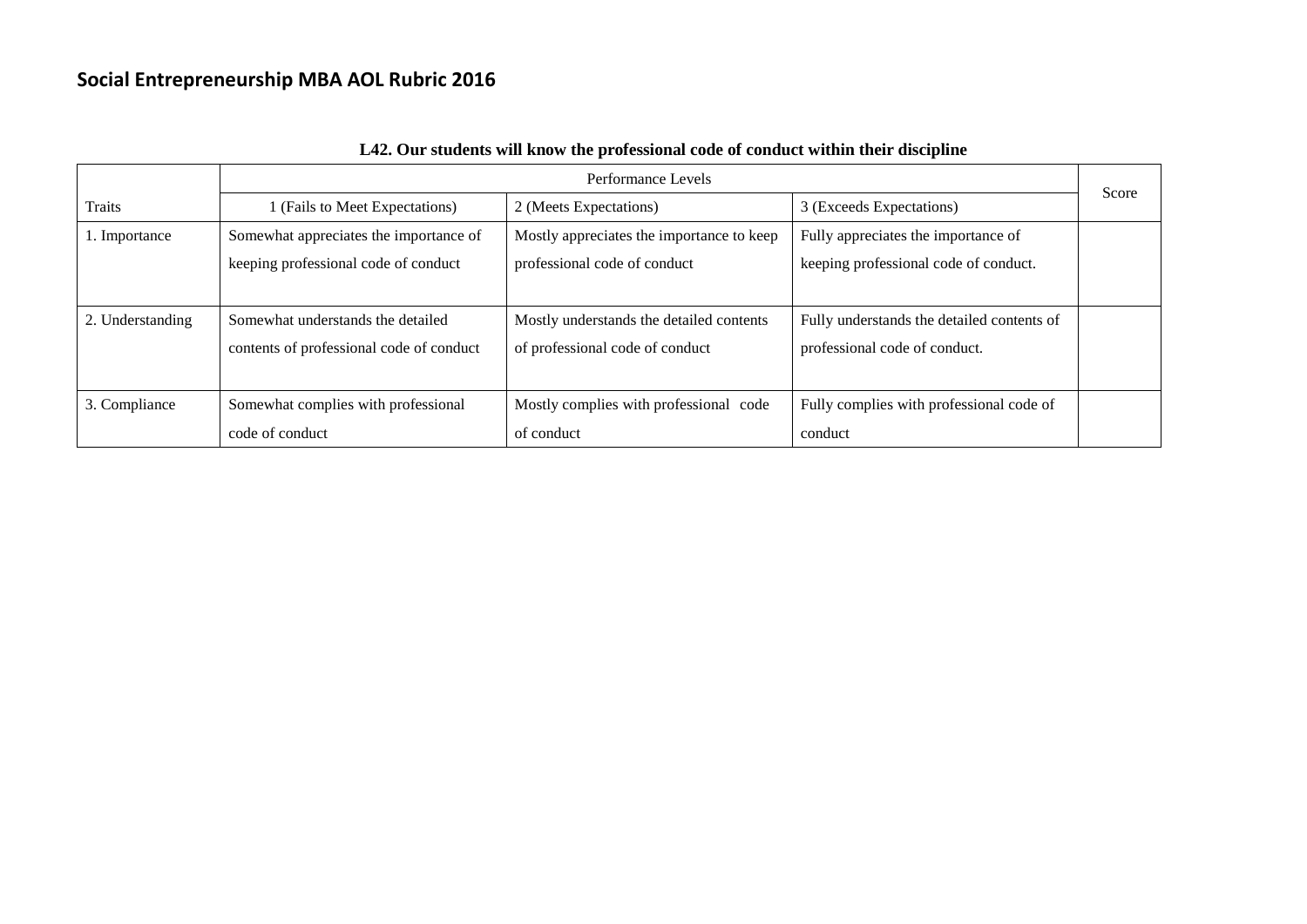## Social Entrepreneurship MBA AOL Rubric 2016

**L42. Our students will know the professional code of conduct within their discipline**

| | Performance Levels | | | Score |
|---|---|---|---|---|
| Traits | 1 (Fails to Meet Expectations) | 2 (Meets Expectations) | 3 (Exceeds Expectations) | |
| 1. Importance | Somewhat appreciates the importance of keeping professional code of conduct | Mostly appreciates the importance to keep professional code of conduct | Fully appreciates the importance of keeping professional code of conduct. | |
| 2. Understanding | Somewhat understands the detailed contents of professional code of conduct | Mostly understands the detailed contents of professional code of conduct | Fully understands the detailed contents of professional code of conduct. | |
| 3. Compliance | Somewhat complies with professional code of conduct | Mostly complies with professional code of conduct | Fully complies with professional code of conduct | |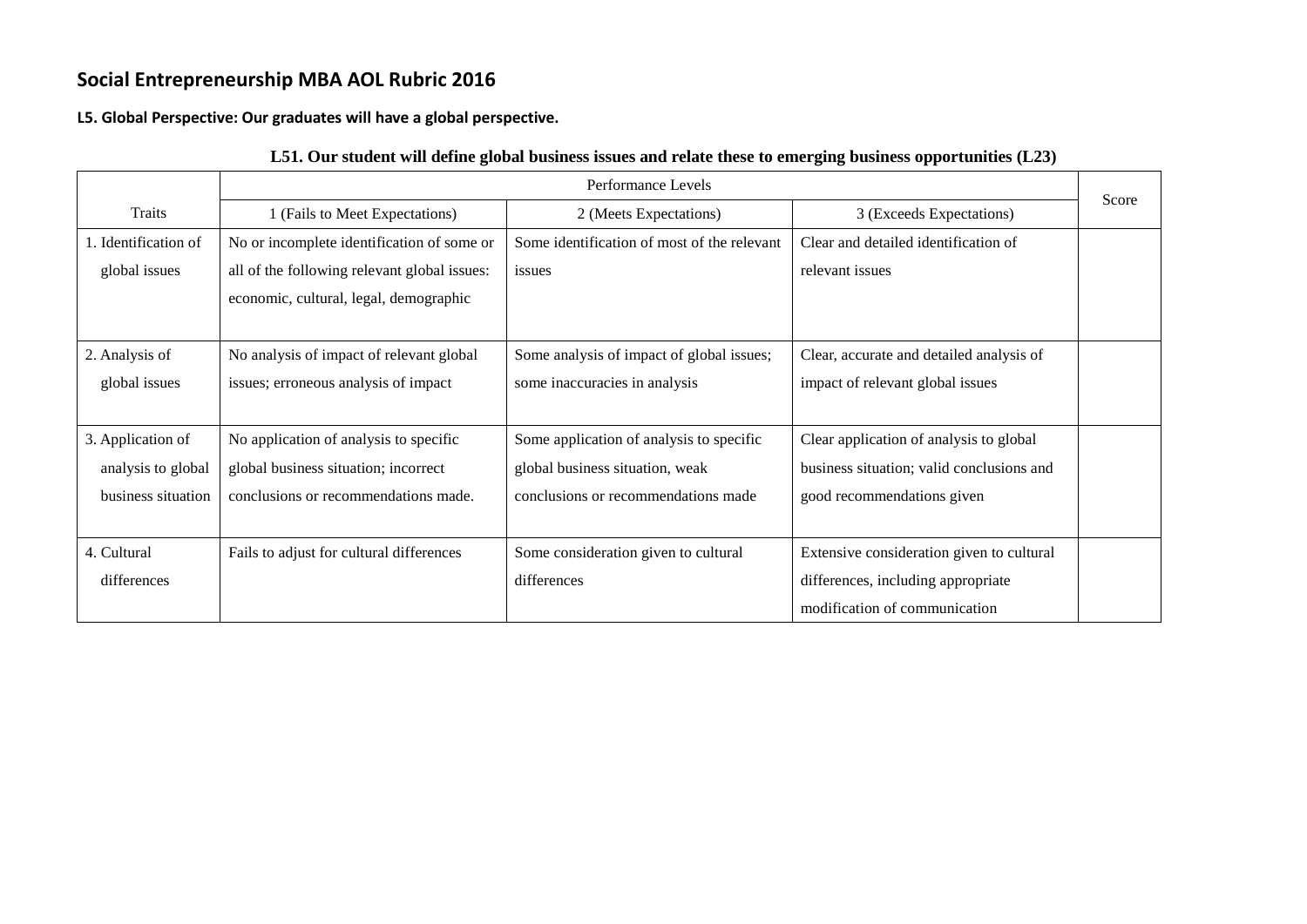## Social Entrepreneurship MBA AOL Rubric 2016

**L5. Global Perspective: Our graduates will have a global perspective.**

**L51. Our student will define global business issues and relate these to emerging business opportunities (L23)**

| Traits | Performance Levels | | | Score |
|---|---|---|---|---|
| | 1 (Fails to Meet Expectations) | 2 (Meets Expectations) | 3 (Exceeds Expectations) | |
| 1. Identification of global issues | No or incomplete identification of some or all of the following relevant global issues: economic, cultural, legal, demographic | Some identification of most of the relevant issues | Clear and detailed identification of relevant issues | |
| 2. Analysis of global issues | No analysis of impact of relevant global issues; erroneous analysis of impact | Some analysis of impact of global issues; some inaccuracies in analysis | Clear, accurate and detailed analysis of impact of relevant global issues | |
| 3. Application of analysis to global business situation | No application of analysis to specific global business situation; incorrect conclusions or recommendations made. | Some application of analysis to specific global business situation, weak conclusions or recommendations made | Clear application of analysis to global business situation; valid conclusions and good recommendations given | |
| 4. Cultural differences | Fails to adjust for cultural differences | Some consideration given to cultural differences | Extensive consideration given to cultural differences, including appropriate modification of communication | |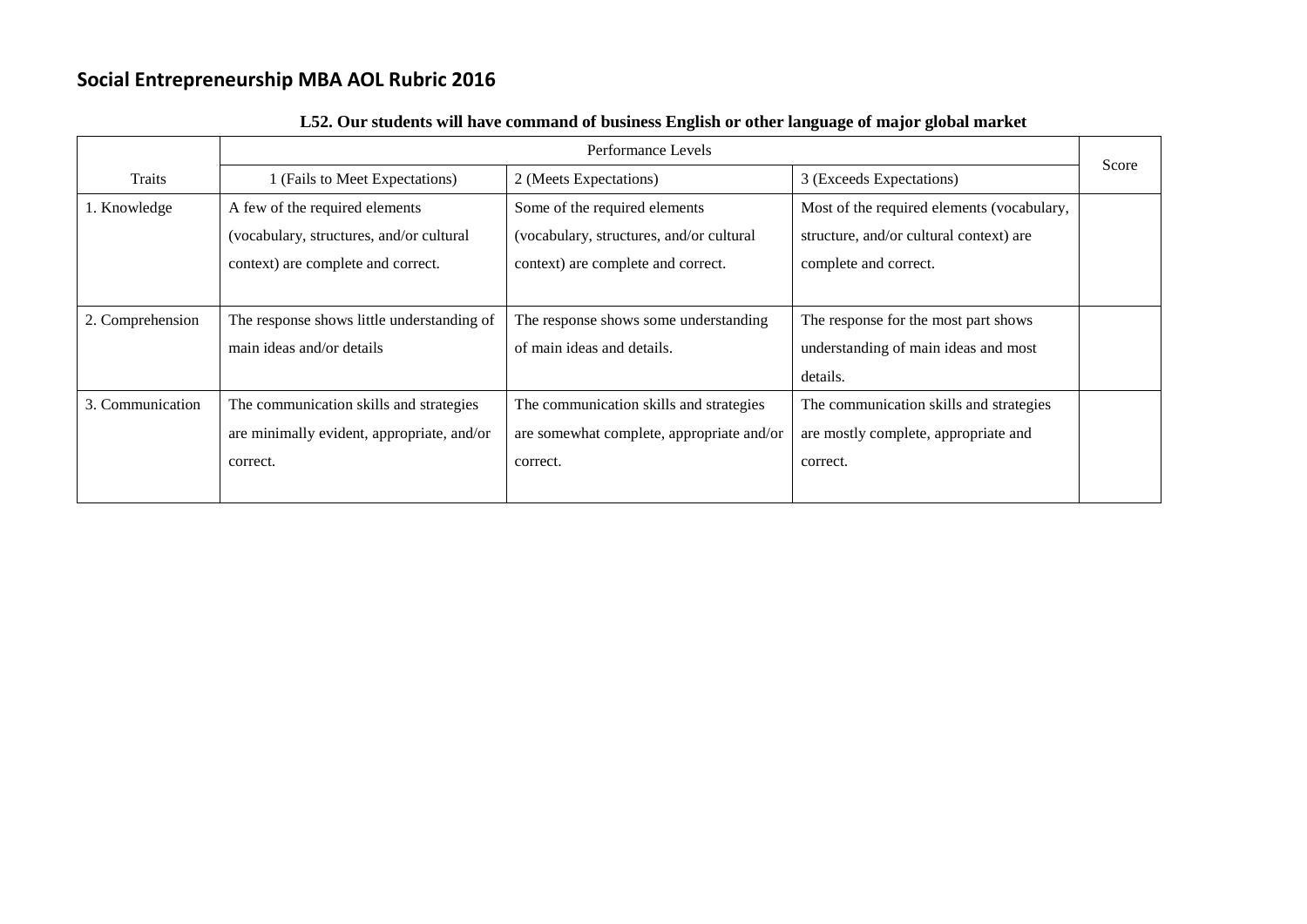# Social Entrepreneurship MBA AOL Rubric 2016

**L52. Our students will have command of business English or other language of major global market**

| | Performance Levels | | | Score |
|---|---|---|---|---|
| Traits | 1 (Fails to Meet Expectations) | 2 (Meets Expectations) | 3 (Exceeds Expectations) | |
| 1. Knowledge | A few of the required elements (vocabulary, structures, and/or cultural context) are complete and correct. | Some of the required elements (vocabulary, structures, and/or cultural context) are complete and correct. | Most of the required elements (vocabulary, structure, and/or cultural context) are complete and correct. | |
| 2. Comprehension | The response shows little understanding of main ideas and/or details | The response shows some understanding of main ideas and details. | The response for the most part shows understanding of main ideas and most details. | |
| 3. Communication | The communication skills and strategies are minimally evident, appropriate, and/or correct. | The communication skills and strategies are somewhat complete, appropriate and/or correct. | The communication skills and strategies are mostly complete, appropriate and correct. | |